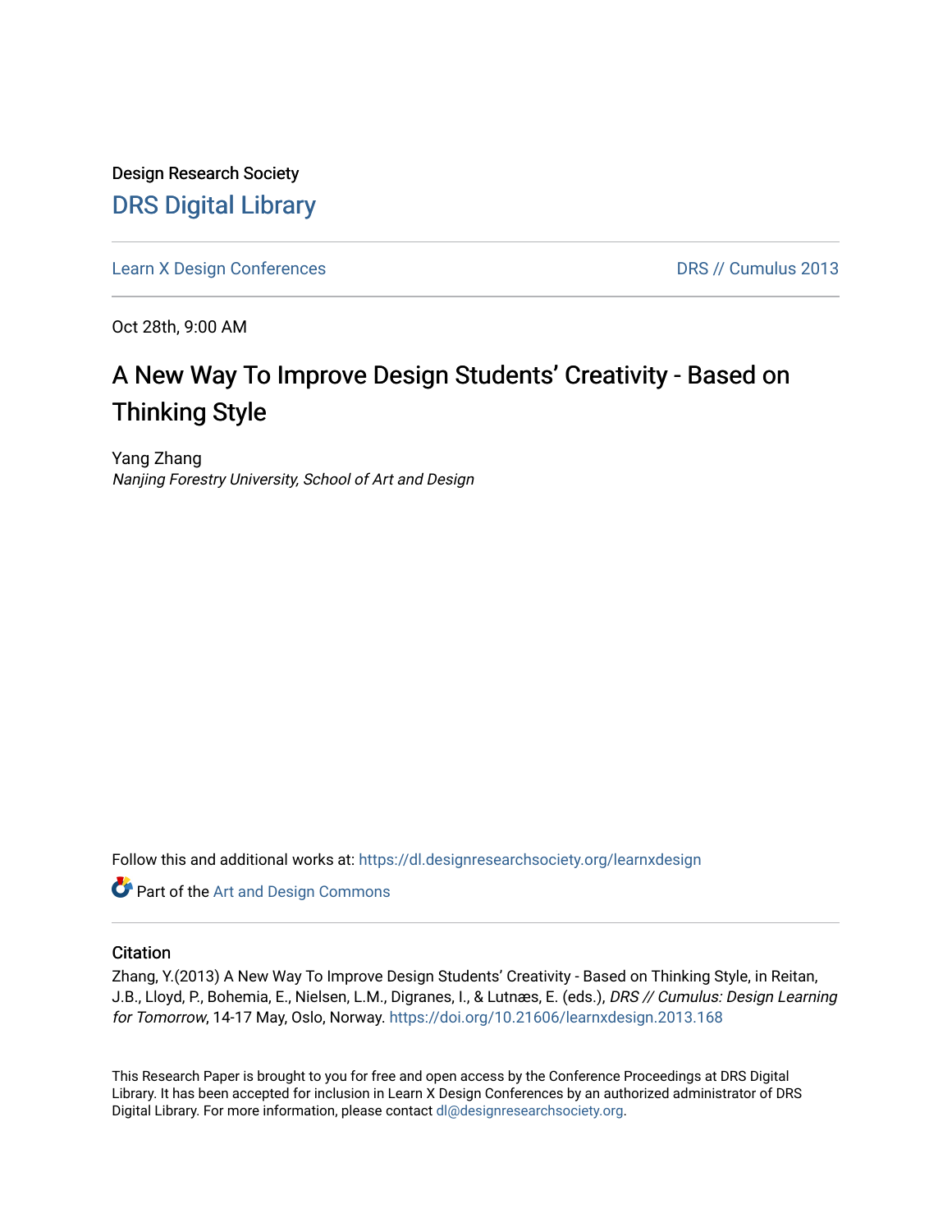Design Research Society

# DRS Digital Library

Learn X Design Conferences | DRS // Cumulus 2013

Oct 28th, 9:00 AM

## A New Way To Improve Design Students' Creativity - Based on Thinking Style

Yang Zhang
*Nanjing Forestry University, School of Art and Design*

Follow this and additional works at: https://dl.designresearchsociety.org/learnxdesign

Part of the Art and Design Commons

### Citation

Zhang, Y.(2013) A New Way To Improve Design Students' Creativity - Based on Thinking Style, in Reitan, J.B., Lloyd, P., Bohemia, E., Nielsen, L.M., Digranes, I., & Lutnæs, E. (eds.), *DRS // Cumulus: Design Learning for Tomorrow*, 14-17 May, Oslo, Norway. https://doi.org/10.21606/learnxdesign.2013.168

This Research Paper is brought to you for free and open access by the Conference Proceedings at DRS Digital Library. It has been accepted for inclusion in Learn X Design Conferences by an authorized administrator of DRS Digital Library. For more information, please contact dl@designresearchsociety.org.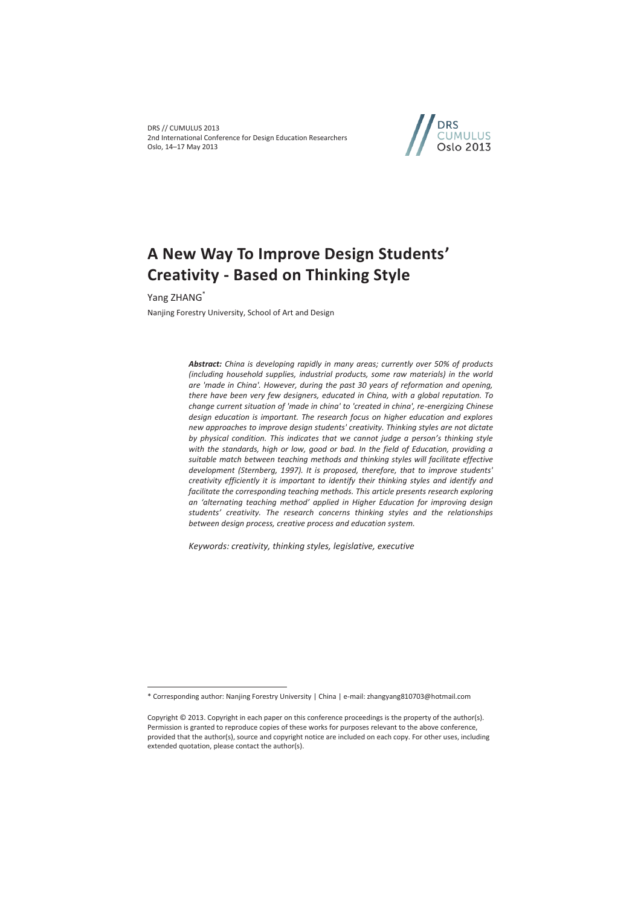DRS // CUMULUS 2013
2nd International Conference for Design Education Researchers
Oslo, 14–17 May 2013

# A New Way To Improve Design Students' Creativity - Based on Thinking Style

Yang ZHANG*

Nanjing Forestry University, School of Art and Design

***Abstract:*** *China is developing rapidly in many areas; currently over 50% of products (including household supplies, industrial products, some raw materials) in the world are 'made in China'. However, during the past 30 years of reformation and opening, there have been very few designers, educated in China, with a global reputation. To change current situation of 'made in china' to 'created in china', re-energizing Chinese design education is important. The research focus on higher education and explores new approaches to improve design students' creativity. Thinking styles are not dictate by physical condition. This indicates that we cannot judge a person's thinking style with the standards, high or low, good or bad. In the field of Education, providing a suitable match between teaching methods and thinking styles will facilitate effective development (Sternberg, 1997). It is proposed, therefore, that to improve students' creativity efficiently it is important to identify their thinking styles and identify and facilitate the corresponding teaching methods. This article presents research exploring an 'alternating teaching method' applied in Higher Education for improving design students' creativity. The research concerns thinking styles and the relationships between design process, creative process and education system.*

*Keywords: creativity, thinking styles, legislative, executive*

---

* Corresponding author: Nanjing Forestry University | China | e-mail: zhangyang810703@hotmail.com

Copyright © 2013. Copyright in each paper on this conference proceedings is the property of the author(s). Permission is granted to reproduce copies of these works for purposes relevant to the above conference, provided that the author(s), source and copyright notice are included on each copy. For other uses, including extended quotation, please contact the author(s).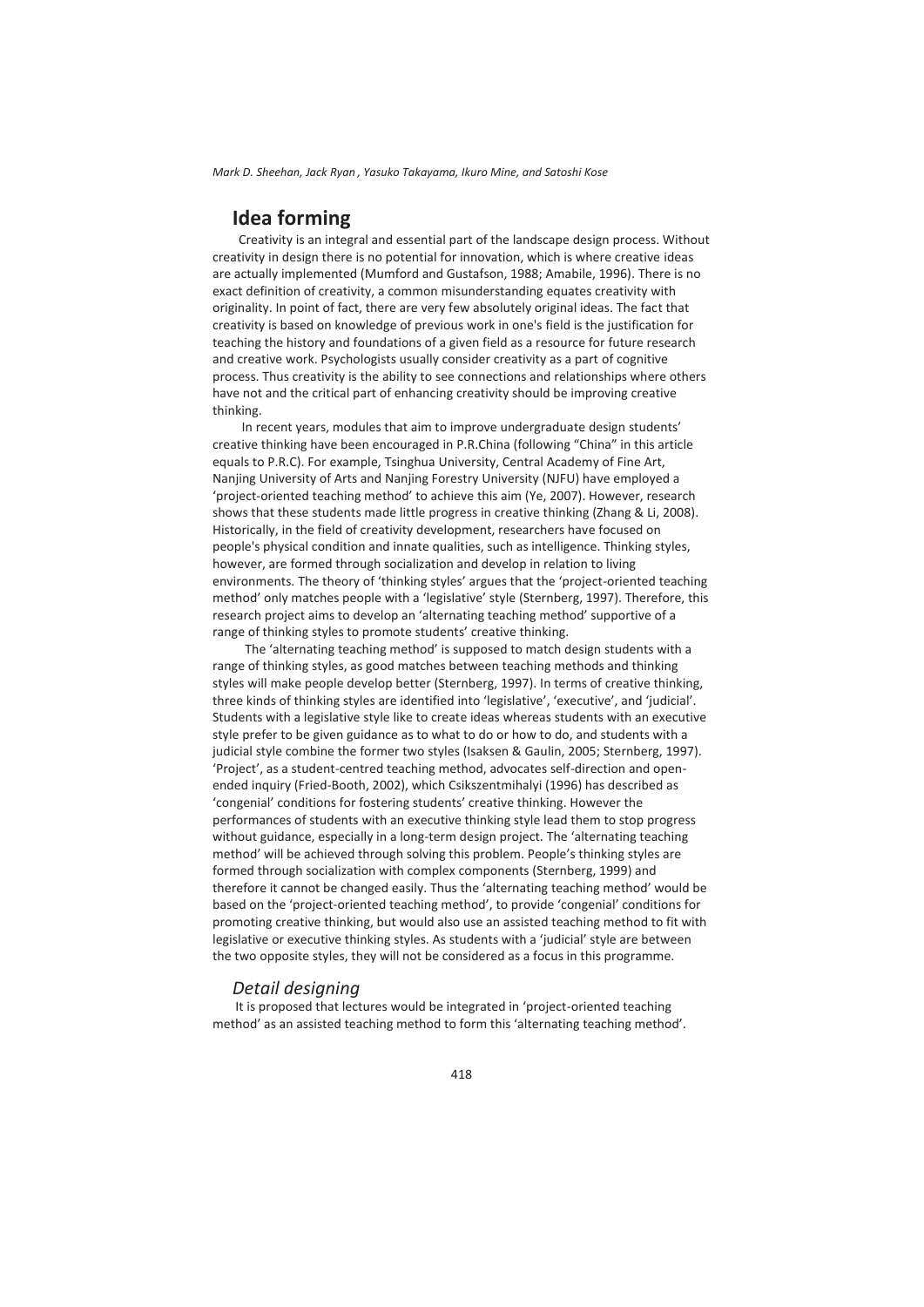## Idea forming

Creativity is an integral and essential part of the landscape design process. Without creativity in design there is no potential for innovation, which is where creative ideas are actually implemented (Mumford and Gustafson, 1988; Amabile, 1996). There is no exact definition of creativity, a common misunderstanding equates creativity with originality. In point of fact, there are very few absolutely original ideas. The fact that creativity is based on knowledge of previous work in one's field is the justification for teaching the history and foundations of a given field as a resource for future research and creative work. Psychologists usually consider creativity as a part of cognitive process. Thus creativity is the ability to see connections and relationships where others have not and the critical part of enhancing creativity should be improving creative thinking.

In recent years, modules that aim to improve undergraduate design students' creative thinking have been encouraged in P.R.China (following "China" in this article equals to P.R.C). For example, Tsinghua University, Central Academy of Fine Art, Nanjing University of Arts and Nanjing Forestry University (NJFU) have employed a 'project-oriented teaching method' to achieve this aim (Ye, 2007). However, research shows that these students made little progress in creative thinking (Zhang & Li, 2008). Historically, in the field of creativity development, researchers have focused on people's physical condition and innate qualities, such as intelligence. Thinking styles, however, are formed through socialization and develop in relation to living environments. The theory of 'thinking styles' argues that the 'project-oriented teaching method' only matches people with a 'legislative' style (Sternberg, 1997). Therefore, this research project aims to develop an 'alternating teaching method' supportive of a range of thinking styles to promote students' creative thinking.

The 'alternating teaching method' is supposed to match design students with a range of thinking styles, as good matches between teaching methods and thinking styles will make people develop better (Sternberg, 1997). In terms of creative thinking, three kinds of thinking styles are identified into 'legislative', 'executive', and 'judicial'. Students with a legislative style like to create ideas whereas students with an executive style prefer to be given guidance as to what to do or how to do, and students with a judicial style combine the former two styles (Isaksen & Gaulin, 2005; Sternberg, 1997). 'Project', as a student-centred teaching method, advocates self-direction and open-ended inquiry (Fried-Booth, 2002), which Csikszentmihalyi (1996) has described as 'congenial' conditions for fostering students' creative thinking. However the performances of students with an executive thinking style lead them to stop progress without guidance, especially in a long-term design project. The 'alternating teaching method' will be achieved through solving this problem. People's thinking styles are formed through socialization with complex components (Sternberg, 1999) and therefore it cannot be changed easily. Thus the 'alternating teaching method' would be based on the 'project-oriented teaching method', to provide 'congenial' conditions for promoting creative thinking, but would also use an assisted teaching method to fit with legislative or executive thinking styles. As students with a 'judicial' style are between the two opposite styles, they will not be considered as a focus in this programme.

### *Detail designing*

It is proposed that lectures would be integrated in 'project-oriented teaching method' as an assisted teaching method to form this 'alternating teaching method'.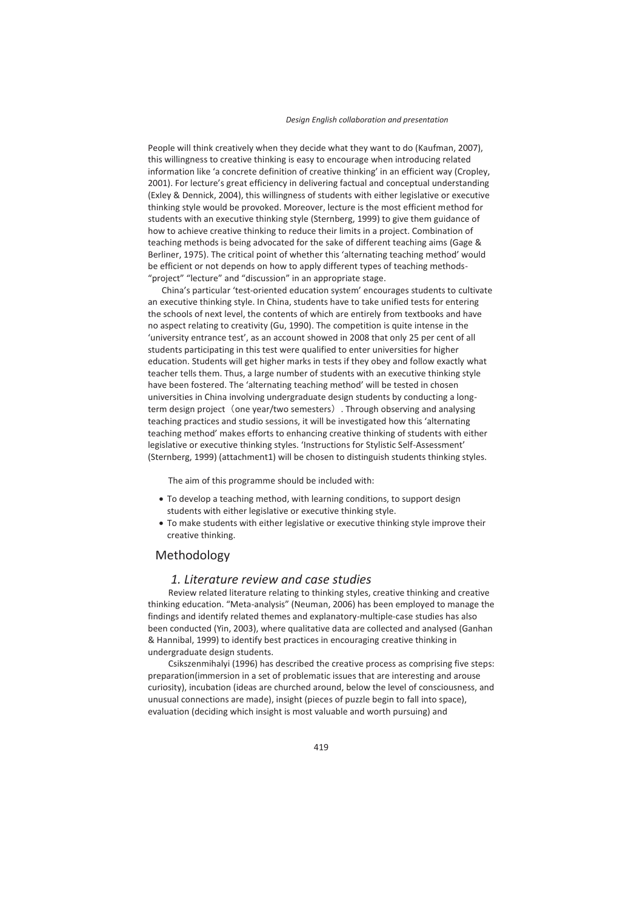People will think creatively when they decide what they want to do (Kaufman, 2007), this willingness to creative thinking is easy to encourage when introducing related information like 'a concrete definition of creative thinking' in an efficient way (Cropley, 2001). For lecture's great efficiency in delivering factual and conceptual understanding (Exley & Dennick, 2004), this willingness of students with either legislative or executive thinking style would be provoked. Moreover, lecture is the most efficient method for students with an executive thinking style (Sternberg, 1999) to give them guidance of how to achieve creative thinking to reduce their limits in a project. Combination of teaching methods is being advocated for the sake of different teaching aims (Gage & Berliner, 1975). The critical point of whether this 'alternating teaching method' would be efficient or not depends on how to apply different types of teaching methods- "project" "lecture" and "discussion" in an appropriate stage.

China's particular 'test-oriented education system' encourages students to cultivate an executive thinking style. In China, students have to take unified tests for entering the schools of next level, the contents of which are entirely from textbooks and have no aspect relating to creativity (Gu, 1990). The competition is quite intense in the 'university entrance test', as an account showed in 2008 that only 25 per cent of all students participating in this test were qualified to enter universities for higher education. Students will get higher marks in tests if they obey and follow exactly what teacher tells them. Thus, a large number of students with an executive thinking style have been fostered. The 'alternating teaching method' will be tested in chosen universities in China involving undergraduate design students by conducting a long-term design project（one year/two semesters）. Through observing and analysing teaching practices and studio sessions, it will be investigated how this 'alternating teaching method' makes efforts to enhancing creative thinking of students with either legislative or executive thinking styles. 'Instructions for Stylistic Self-Assessment' (Sternberg, 1999) (attachment1) will be chosen to distinguish students thinking styles.

The aim of this programme should be included with:

- To develop a teaching method, with learning conditions, to support design students with either legislative or executive thinking style.
- To make students with either legislative or executive thinking style improve their creative thinking.

## Methodology

### *1. Literature review and case studies*

Review related literature relating to thinking styles, creative thinking and creative thinking education. "Meta-analysis" (Neuman, 2006) has been employed to manage the findings and identify related themes and explanatory-multiple-case studies has also been conducted (Yin, 2003), where qualitative data are collected and analysed (Ganhan & Hannibal, 1999) to identify best practices in encouraging creative thinking in undergraduate design students.

Csikszenmihalyi (1996) has described the creative process as comprising five steps: preparation(immersion in a set of problematic issues that are interesting and arouse curiosity), incubation (ideas are churched around, below the level of consciousness, and unusual connections are made), insight (pieces of puzzle begin to fall into space), evaluation (deciding which insight is most valuable and worth pursuing) and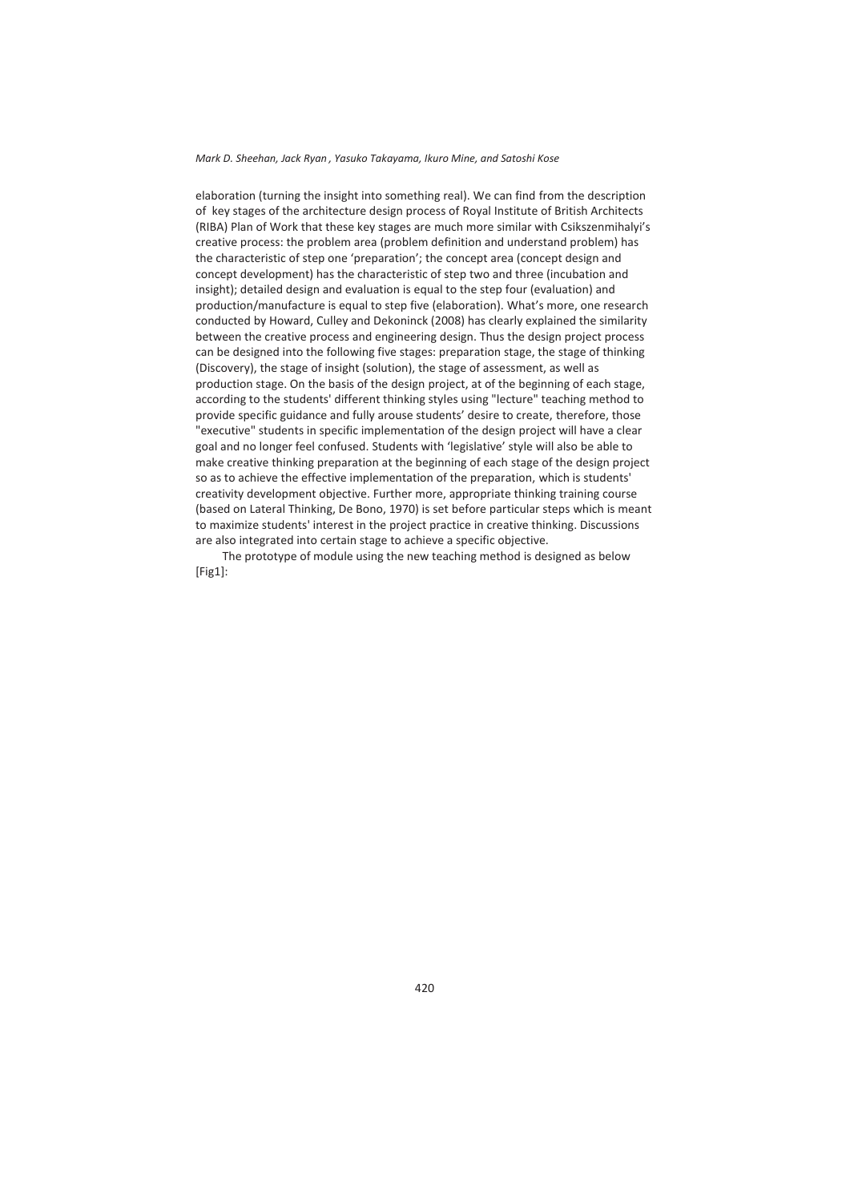elaboration (turning the insight into something real). We can find from the description of key stages of the architecture design process of Royal Institute of British Architects (RIBA) Plan of Work that these key stages are much more similar with Csikszenmihalyi's creative process: the problem area (problem definition and understand problem) has the characteristic of step one 'preparation'; the concept area (concept design and concept development) has the characteristic of step two and three (incubation and insight); detailed design and evaluation is equal to the step four (evaluation) and production/manufacture is equal to step five (elaboration). What's more, one research conducted by Howard, Culley and Dekoninck (2008) has clearly explained the similarity between the creative process and engineering design. Thus the design project process can be designed into the following five stages: preparation stage, the stage of thinking (Discovery), the stage of insight (solution), the stage of assessment, as well as production stage. On the basis of the design project, at of the beginning of each stage, according to the students' different thinking styles using "lecture" teaching method to provide specific guidance and fully arouse students' desire to create, therefore, those "executive" students in specific implementation of the design project will have a clear goal and no longer feel confused. Students with 'legislative' style will also be able to make creative thinking preparation at the beginning of each stage of the design project so as to achieve the effective implementation of the preparation, which is students' creativity development objective. Further more, appropriate thinking training course (based on Lateral Thinking, De Bono, 1970) is set before particular steps which is meant to maximize students' interest in the project practice in creative thinking. Discussions are also integrated into certain stage to achieve a specific objective.

The prototype of module using the new teaching method is designed as below [Fig1]: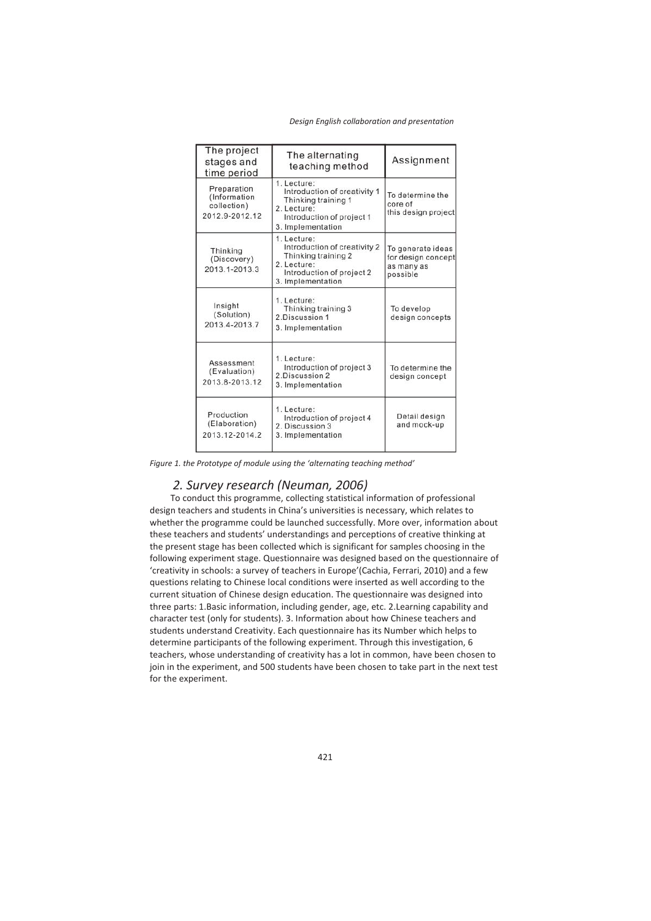| The project stages and time period | The alternating teaching method | Assignment |
|---|---|---|
| Preparation (Information collection) 2012.9-2012.12 | 1. Lecture: Introduction of creativity 1 Thinking training 1 2. Lecture: Introduction of project 1 3. Implementation | To determine the core of this design project |
| Thinking (Discovery) 2013.1-2013.3 | 1. Lecture: Introduction of creativity 2 Thinking training 2 2. Lecture: Introduction of project 2 3. Implementation | To generate ideas for design concept as many as possible |
| Insight (Solution) 2013.4-2013.7 | 1. Lecture: Thinking training 3 2.Discussion 1 3. Implementation | To develop design concepts |
| Assessment (Evaluation) 2013.8-2013.12 | 1. Lecture: Introduction of project 3 2.Discussion 2 3. Implementation | To determine the design concept |
| Production (Elaboration) 2013.12-2014.2 | 1. Lecture: Introduction of project 4 2. Discussion 3 3. Implementation | Detail design and mock-up |

*Figure 1. the Prototype of module using the 'alternating teaching method'*

## *2. Survey research (Neuman, 2006)*

To conduct this programme, collecting statistical information of professional design teachers and students in China's universities is necessary, which relates to whether the programme could be launched successfully. More over, information about these teachers and students' understandings and perceptions of creative thinking at the present stage has been collected which is significant for samples choosing in the following experiment stage. Questionnaire was designed based on the questionnaire of 'creativity in schools: a survey of teachers in Europe'(Cachia, Ferrari, 2010) and a few questions relating to Chinese local conditions were inserted as well according to the current situation of Chinese design education. The questionnaire was designed into three parts: 1.Basic information, including gender, age, etc. 2.Learning capability and character test (only for students). 3. Information about how Chinese teachers and students understand Creativity. Each questionnaire has its Number which helps to determine participants of the following experiment. Through this investigation, 6 teachers, whose understanding of creativity has a lot in common, have been chosen to join in the experiment, and 500 students have been chosen to take part in the next test for the experiment.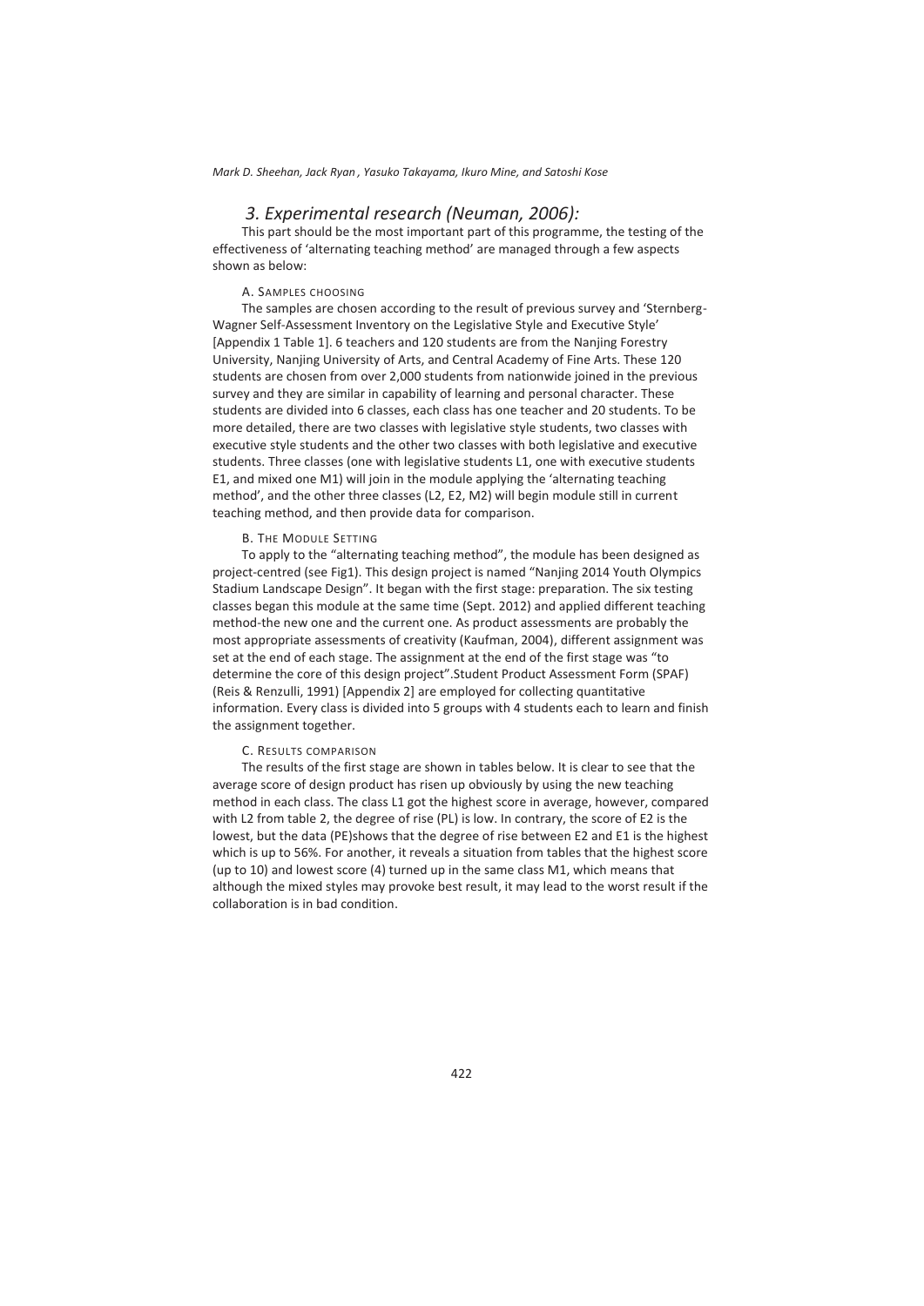## *3. Experimental research (Neuman, 2006):*

This part should be the most important part of this programme, the testing of the effectiveness of 'alternating teaching method' are managed through a few aspects shown as below:

### A. Samples choosing

The samples are chosen according to the result of previous survey and 'Sternberg-Wagner Self-Assessment Inventory on the Legislative Style and Executive Style' [Appendix 1 Table 1]. 6 teachers and 120 students are from the Nanjing Forestry University, Nanjing University of Arts, and Central Academy of Fine Arts. These 120 students are chosen from over 2,000 students from nationwide joined in the previous survey and they are similar in capability of learning and personal character. These students are divided into 6 classes, each class has one teacher and 20 students. To be more detailed, there are two classes with legislative style students, two classes with executive style students and the other two classes with both legislative and executive students. Three classes (one with legislative students L1, one with executive students E1, and mixed one M1) will join in the module applying the 'alternating teaching method', and the other three classes (L2, E2, M2) will begin module still in current teaching method, and then provide data for comparison.

### B. The module setting

To apply to the "alternating teaching method", the module has been designed as project-centred (see Fig1). This design project is named "Nanjing 2014 Youth Olympics Stadium Landscape Design". It began with the first stage: preparation. The six testing classes began this module at the same time (Sept. 2012) and applied different teaching method-the new one and the current one. As product assessments are probably the most appropriate assessments of creativity (Kaufman, 2004), different assignment was set at the end of each stage. The assignment at the end of the first stage was "to determine the core of this design project".Student Product Assessment Form (SPAF) (Reis & Renzulli, 1991) [Appendix 2] are employed for collecting quantitative information. Every class is divided into 5 groups with 4 students each to learn and finish the assignment together.

### C. Results comparison

The results of the first stage are shown in tables below. It is clear to see that the average score of design product has risen up obviously by using the new teaching method in each class. The class L1 got the highest score in average, however, compared with L2 from table 2, the degree of rise (PL) is low. In contrary, the score of E2 is the lowest, but the data (PE)shows that the degree of rise between E2 and E1 is the highest which is up to 56%. For another, it reveals a situation from tables that the highest score (up to 10) and lowest score (4) turned up in the same class M1, which means that although the mixed styles may provoke best result, it may lead to the worst result if the collaboration is in bad condition.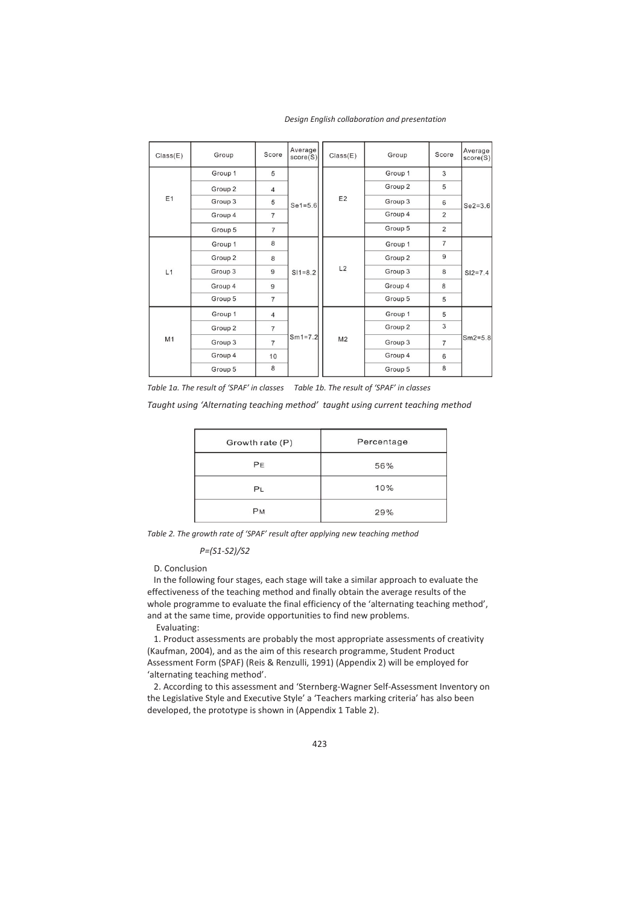| Class(E) | Group | Score | Average score(S) | Class(E) | Group | Score | Average score(S) |
|---|---|---|---|---|---|---|---|
| E1 | Group 1 | 5 | Se1=5.6 | E2 | Group 1 | 3 | Se2=3.6 |
| | Group 2 | 4 | | | Group 2 | 5 | |
| | Group 3 | 5 | | | Group 3 | 6 | |
| | Group 4 | 7 | | | Group 4 | 2 | |
| | Group 5 | 7 | | | Group 5 | 2 | |
| L1 | Group 1 | 8 | Sl1=8.2 | L2 | Group 1 | 7 | Sl2=7.4 |
| | Group 2 | 8 | | | Group 2 | 9 | |
| | Group 3 | 9 | | | Group 3 | 8 | |
| | Group 4 | 9 | | | Group 4 | 8 | |
| | Group 5 | 7 | | | Group 5 | 5 | |
| M1 | Group 1 | 4 | Sm1=7.2 | M2 | Group 1 | 5 | Sm2=5.8 |
| | Group 2 | 7 | | | Group 2 | 3 | |
| | Group 3 | 7 | | | Group 3 | 7 | |
| | Group 4 | 10 | | | Group 4 | 6 | |
| | Group 5 | 8 | | | Group 5 | 8 | |

*Table 1a. The result of 'SPAF' in classes Taught using 'Alternating teaching method'*
*Table 1b. The result of 'SPAF' in classes taught using current teaching method*

| Growth rate (P) | Percentage |
|---|---|
| $P_E$ | 56% |
| $P_L$ | 10% |
| $P_M$ | 29% |

*Table 2. The growth rate of 'SPAF' result after applying new teaching method*

$$P=(S1-S2)/S2$$

D. Conclusion

In the following four stages, each stage will take a similar approach to evaluate the effectiveness of the teaching method and finally obtain the average results of the whole programme to evaluate the final efficiency of the 'alternating teaching method', and at the same time, provide opportunities to find new problems.

Evaluating:

1. Product assessments are probably the most appropriate assessments of creativity (Kaufman, 2004), and as the aim of this research programme, Student Product Assessment Form (SPAF) (Reis & Renzulli, 1991) (Appendix 2) will be employed for 'alternating teaching method'.

2. According to this assessment and 'Sternberg-Wagner Self-Assessment Inventory on the Legislative Style and Executive Style' a 'Teachers marking criteria' has also been developed, the prototype is shown in (Appendix 1 Table 2).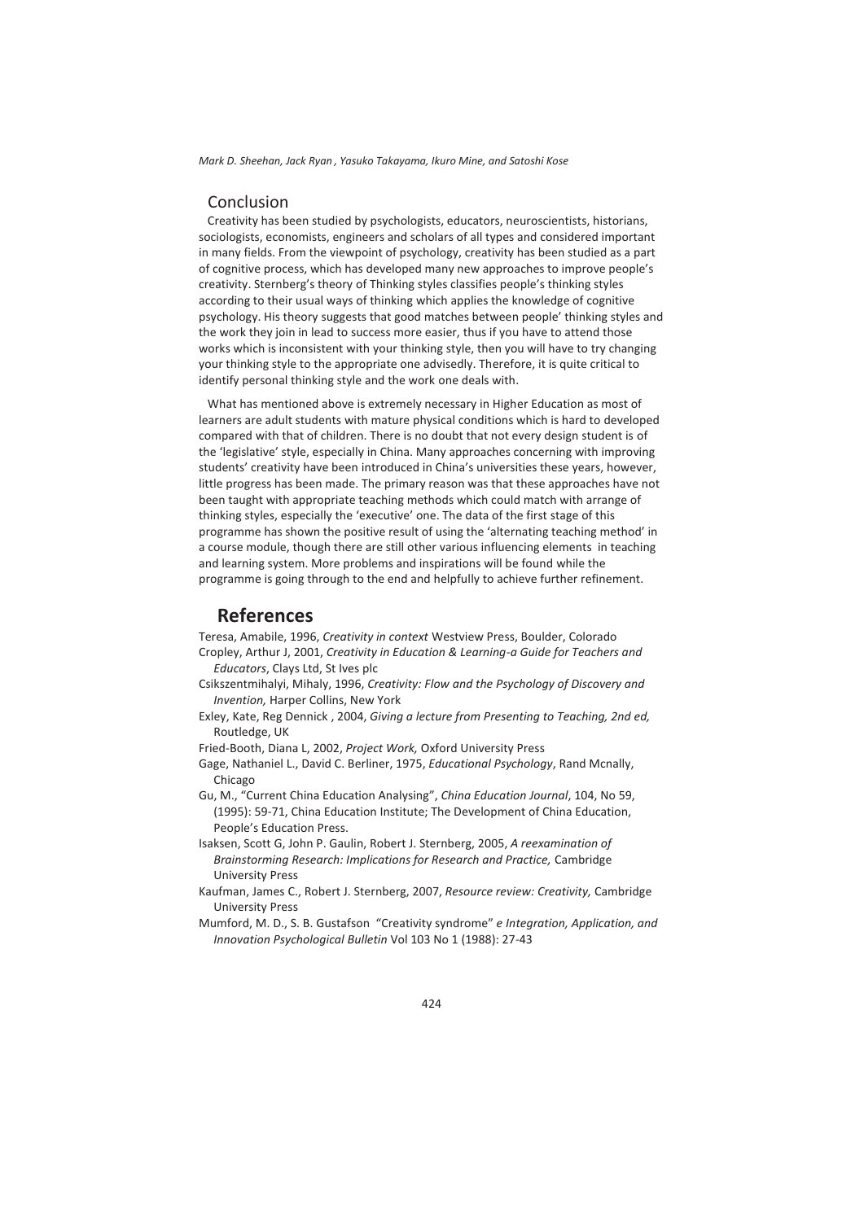## Conclusion

Creativity has been studied by psychologists, educators, neuroscientists, historians, sociologists, economists, engineers and scholars of all types and considered important in many fields. From the viewpoint of psychology, creativity has been studied as a part of cognitive process, which has developed many new approaches to improve people's creativity. Sternberg's theory of Thinking styles classifies people's thinking styles according to their usual ways of thinking which applies the knowledge of cognitive psychology. His theory suggests that good matches between people' thinking styles and the work they join in lead to success more easier, thus if you have to attend those works which is inconsistent with your thinking style, then you will have to try changing your thinking style to the appropriate one advisedly. Therefore, it is quite critical to identify personal thinking style and the work one deals with.

What has mentioned above is extremely necessary in Higher Education as most of learners are adult students with mature physical conditions which is hard to developed compared with that of children. There is no doubt that not every design student is of the 'legislative' style, especially in China. Many approaches concerning with improving students' creativity have been introduced in China's universities these years, however, little progress has been made. The primary reason was that these approaches have not been taught with appropriate teaching methods which could match with arrange of thinking styles, especially the 'executive' one. The data of the first stage of this programme has shown the positive result of using the 'alternating teaching method' in a course module, though there are still other various influencing elements in teaching and learning system. More problems and inspirations will be found while the programme is going through to the end and helpfully to achieve further refinement.

## References

Teresa, Amabile, 1996, *Creativity in context* Westview Press, Boulder, Colorado

Cropley, Arthur J, 2001, *Creativity in Education & Learning-a Guide for Teachers and Educators*, Clays Ltd, St Ives plc

Csikszentmihalyi, Mihaly, 1996, *Creativity: Flow and the Psychology of Discovery and Invention,* Harper Collins, New York

Exley, Kate, Reg Dennick , 2004, *Giving a lecture from Presenting to Teaching, 2nd ed,* Routledge, UK

Fried-Booth, Diana L, 2002, *Project Work,* Oxford University Press

Gage, Nathaniel L., David C. Berliner, 1975, *Educational Psychology*, Rand Mcnally, Chicago

Gu, M., "Current China Education Analysing", *China Education Journal*, 104, No 59, (1995): 59-71, China Education Institute; The Development of China Education, People's Education Press.

Isaksen, Scott G, John P. Gaulin, Robert J. Sternberg, 2005, *A reexamination of Brainstorming Research: Implications for Research and Practice,* Cambridge University Press

Kaufman, James C., Robert J. Sternberg, 2007, *Resource review: Creativity,* Cambridge University Press

Mumford, M. D., S. B. Gustafson "Creativity syndrome" *e Integration, Application, and Innovation Psychological Bulletin* Vol 103 No 1 (1988): 27-43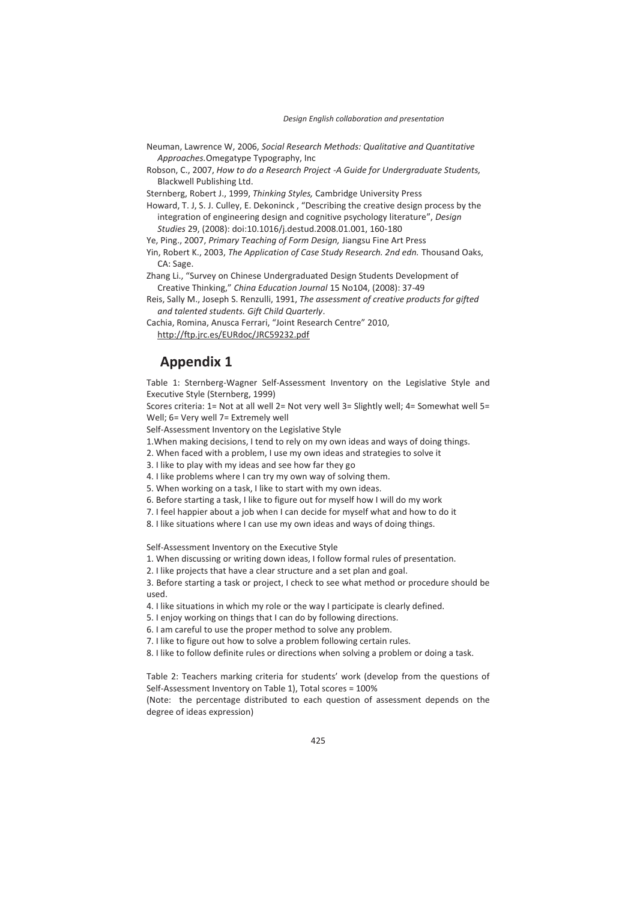Neuman, Lawrence W, 2006, *Social Research Methods: Qualitative and Quantitative Approaches.*Omegatype Typography, Inc

Robson, C., 2007, *How to do a Research Project -A Guide for Undergraduate Students,* Blackwell Publishing Ltd.

Sternberg, Robert J., 1999, *Thinking Styles,* Cambridge University Press

Howard, T. J, S. J. Culley, E. Dekoninck , "Describing the creative design process by the integration of engineering design and cognitive psychology literature", *Design Studies* 29, (2008): doi:10.1016/j.destud.2008.01.001, 160-180

Ye, Ping., 2007, *Primary Teaching of Form Design,* Jiangsu Fine Art Press

Yin, Robert K., 2003, *The Application of Case Study Research. 2nd edn.* Thousand Oaks, CA: Sage.

Zhang Li., "Survey on Chinese Undergraduated Design Students Development of Creative Thinking," *China Education Journal* 15 No104, (2008): 37-49

Reis, Sally M., Joseph S. Renzulli, 1991, *The assessment of creative products for gifted and talented students. Gift Child Quarterly*.

Cachia, Romina, Anusca Ferrari, "Joint Research Centre" 2010, http://ftp.jrc.es/EURdoc/JRC59232.pdf

# Appendix 1

Table 1: Sternberg-Wagner Self-Assessment Inventory on the Legislative Style and Executive Style (Sternberg, 1999)

Scores criteria: 1= Not at all well 2= Not very well 3= Slightly well; 4= Somewhat well 5= Well; 6= Very well 7= Extremely well

Self-Assessment Inventory on the Legislative Style

1.When making decisions, I tend to rely on my own ideas and ways of doing things.

2. When faced with a problem, I use my own ideas and strategies to solve it

3. I like to play with my ideas and see how far they go

4. I like problems where I can try my own way of solving them.

5. When working on a task, I like to start with my own ideas.

6. Before starting a task, I like to figure out for myself how I will do my work

7. I feel happier about a job when I can decide for myself what and how to do it

8. I like situations where I can use my own ideas and ways of doing things.

Self-Assessment Inventory on the Executive Style

1. When discussing or writing down ideas, I follow formal rules of presentation.

2. I like projects that have a clear structure and a set plan and goal.

3. Before starting a task or project, I check to see what method or procedure should be used.

4. I like situations in which my role or the way I participate is clearly defined.

5. I enjoy working on things that I can do by following directions.

6. I am careful to use the proper method to solve any problem.

7. I like to figure out how to solve a problem following certain rules.

8. I like to follow definite rules or directions when solving a problem or doing a task.

Table 2: Teachers marking criteria for students' work (develop from the questions of Self-Assessment Inventory on Table 1), Total scores = 100%

(Note: the percentage distributed to each question of assessment depends on the degree of ideas expression)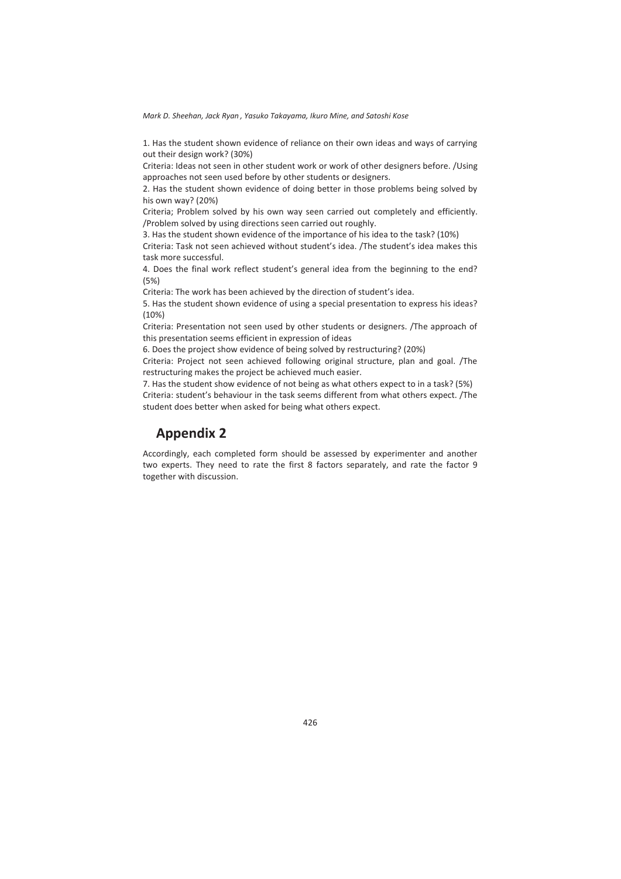1. Has the student shown evidence of reliance on their own ideas and ways of carrying out their design work? (30%)

Criteria: Ideas not seen in other student work or work of other designers before. /Using approaches not seen used before by other students or designers.

2. Has the student shown evidence of doing better in those problems being solved by his own way? (20%)

Criteria; Problem solved by his own way seen carried out completely and efficiently. /Problem solved by using directions seen carried out roughly.

3. Has the student shown evidence of the importance of his idea to the task? (10%)

Criteria: Task not seen achieved without student's idea. /The student's idea makes this task more successful.

4. Does the final work reflect student's general idea from the beginning to the end? (5%)

Criteria: The work has been achieved by the direction of student's idea.

5. Has the student shown evidence of using a special presentation to express his ideas? (10%)

Criteria: Presentation not seen used by other students or designers. /The approach of this presentation seems efficient in expression of ideas

6. Does the project show evidence of being solved by restructuring? (20%)

Criteria: Project not seen achieved following original structure, plan and goal. /The restructuring makes the project be achieved much easier.

7. Has the student show evidence of not being as what others expect to in a task? (5%)

Criteria: student's behaviour in the task seems different from what others expect. /The student does better when asked for being what others expect.

## Appendix 2

Accordingly, each completed form should be assessed by experimenter and another two experts. They need to rate the first 8 factors separately, and rate the factor 9 together with discussion.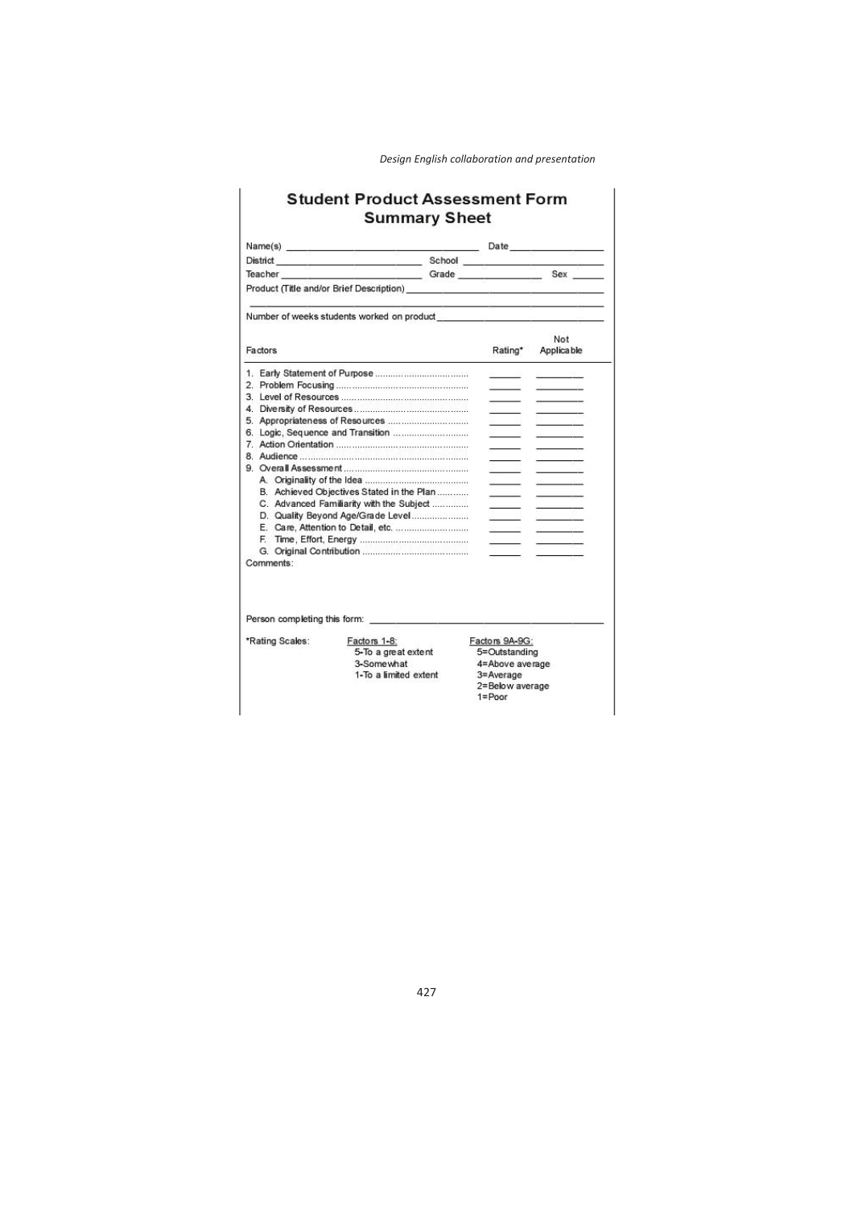# Student Product Assessment Form
## Summary Sheet

Name(s) ______________________________ Date ______________

District ______________________ School ______________________

Teacher ______________________ Grade ______________ Sex ______

Product (Title and/or Brief Description) ______________________________

_____________________________________________________________

Number of weeks students worked on product ______________________

| Factors | Rating* | Not Applicable |
|---|---|---|
| 1. Early Statement of Purpose | _____ | _______ |
| 2. Problem Focusing | _____ | _______ |
| 3. Level of Resources | _____ | _______ |
| 4. Diversity of Resources | _____ | _______ |
| 5. Appropriateness of Resources | _____ | _______ |
| 6. Logic, Sequence and Transition | _____ | _______ |
| 7. Action Orientation | _____ | _______ |
| 8. Audience | _____ | _______ |
| 9. Overall Assessment | _____ | _______ |
| A. Originality of the Idea | _____ | _______ |
| B. Achieved Objectives Stated in the Plan | _____ | _______ |
| C. Advanced Familiarity with the Subject | _____ | _______ |
| D. Quality Beyond Age/Grade Level | _____ | _______ |
| E. Care, Attention to Detail, etc. | _____ | _______ |
| F. Time, Effort, Energy | _____ | _______ |
| G. Original Contribution | _____ | _______ |

Comments:

Person completing this form: ______________________________

*Rating Scales:

| | Factors 1-8: | Factors 9A-9G: |
|---|---|---|
| | 5-To a great extent | 5=Outstanding |
| | 3-Somewhat | 4=Above average |
| | 1-To a limited extent | 3=Average |
| | | 2=Below average |
| | | 1=Poor |